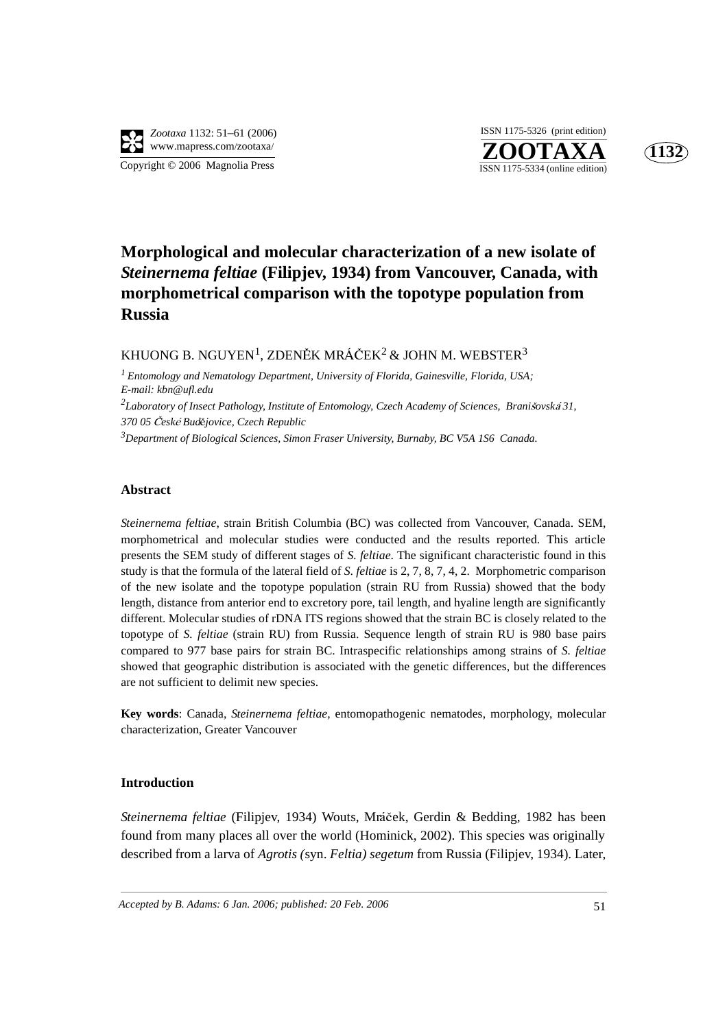# Morphological and molecular characterization of a new isolate of *Steinernema feltiae* (Filipjev, 1934) from Vancouver, Canada, with morphometrical comparison with the topotype population from Russia

KHUONG B. NGUYEN[1], ZDENĚK MRÁČEK[2] & JOHN M. WEBSTER[3]

[1] *Entomology and Nematology Department, University of Florida, Gainesville, Florida, USA; E-mail: kbn@ufl.edu*

[2]*Laboratory of Insect Pathology, Institute of Entomology, Czech Academy of Sciences, Branišovská 31, 370 05 České Budějovice, Czech Republic*

[3]*Department of Biological Sciences, Simon Fraser University, Burnaby, BC V5A 1S6 Canada.*

## Abstract

*Steinernema feltiae*, strain British Columbia (BC) was collected from Vancouver, Canada. SEM, morphometrical and molecular studies were conducted and the results reported. This article presents the SEM study of different stages of *S. feltiae*. The significant characteristic found in this study is that the formula of the lateral field of *S. feltiae* is 2, 7, 8, 7, 4, 2. Morphometric comparison of the new isolate and the topotype population (strain RU from Russia) showed that the body length, distance from anterior end to excretory pore, tail length, and hyaline length are significantly different. Molecular studies of rDNA ITS regions showed that the strain BC is closely related to the topotype of *S. feltiae* (strain RU) from Russia. Sequence length of strain RU is 980 base pairs compared to 977 base pairs for strain BC. Intraspecific relationships among strains of *S. feltiae* showed that geographic distribution is associated with the genetic differences, but the differences are not sufficient to delimit new species.

**Key words**: Canada, *Steinernema feltiae*, entomopathogenic nematodes, morphology, molecular characterization, Greater Vancouver

## Introduction

*Steinernema feltiae* (Filipjev, 1934) Wouts, Mráček, Gerdin & Bedding, 1982 has been found from many places all over the world (Hominick, 2002). This species was originally described from a larva of *Agrotis (*syn. *Feltia) segetum* from Russia (Filipjev, 1934). Later,

*Accepted by B. Adams: 6 Jan. 2006; published: 20 Feb. 2006*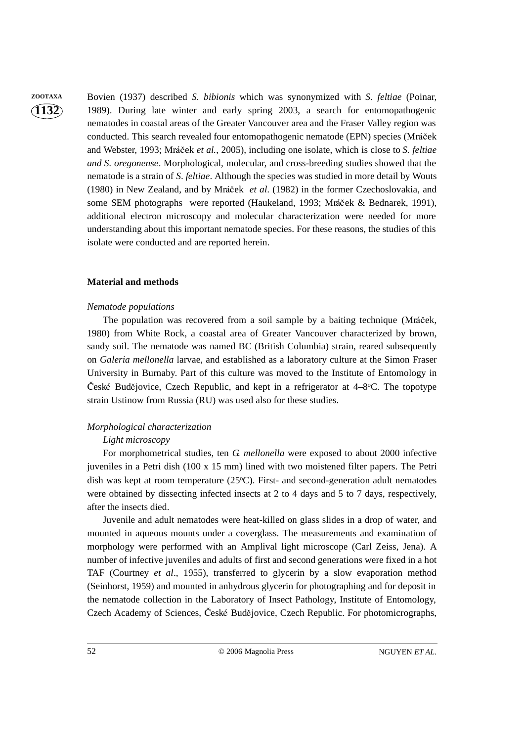Bovien (1937) described *S. bibionis* which was synonymized with *S. feltiae* (Poinar, 1989). During late winter and early spring 2003, a search for entomopathogenic nematodes in coastal areas of the Greater Vancouver area and the Fraser Valley region was conducted. This search revealed four entomopathogenic nematode (EPN) species (Mráček and Webster, 1993; Mráček *et al.*, 2005), including one isolate, which is close to *S. feltiae and S. oregonense*. Morphological, molecular, and cross-breeding studies showed that the nematode is a strain of *S. feltiae*. Although the species was studied in more detail by Wouts (1980) in New Zealand, and by Mráček *et al.* (1982) in the former Czechoslovakia, and some SEM photographs were reported (Haukeland, 1993; Mráček & Bednarek, 1991), additional electron microscopy and molecular characterization were needed for more understanding about this important nematode species. For these reasons, the studies of this isolate were conducted and are reported herein.

## Material and methods

*Nematode populations*

The population was recovered from a soil sample by a baiting technique (Mráček, 1980) from White Rock, a coastal area of Greater Vancouver characterized by brown, sandy soil. The nematode was named BC (British Columbia) strain, reared subsequently on *Galeria mellonella* larvae, and established as a laboratory culture at the Simon Fraser University in Burnaby. Part of this culture was moved to the Institute of Entomology in České Budějovice, Czech Republic, and kept in a refrigerator at 4–8°C. The topotype strain Ustinow from Russia (RU) was used also for these studies.

*Morphological characterization*

*Light microscopy*

For morphometrical studies, ten *G. mellonella* were exposed to about 2000 infective juveniles in a Petri dish (100 x 15 mm) lined with two moistened filter papers. The Petri dish was kept at room temperature (25°C). First- and second-generation adult nematodes were obtained by dissecting infected insects at 2 to 4 days and 5 to 7 days, respectively, after the insects died.

Juvenile and adult nematodes were heat-killed on glass slides in a drop of water, and mounted in aqueous mounts under a coverglass. The measurements and examination of morphology were performed with an Amplival light microscope (Carl Zeiss, Jena). A number of infective juveniles and adults of first and second generations were fixed in a hot TAF (Courtney *et al*., 1955), transferred to glycerin by a slow evaporation method (Seinhorst, 1959) and mounted in anhydrous glycerin for photographing and for deposit in the nematode collection in the Laboratory of Insect Pathology, Institute of Entomology, Czech Academy of Sciences, České Budějovice, Czech Republic. For photomicrographs,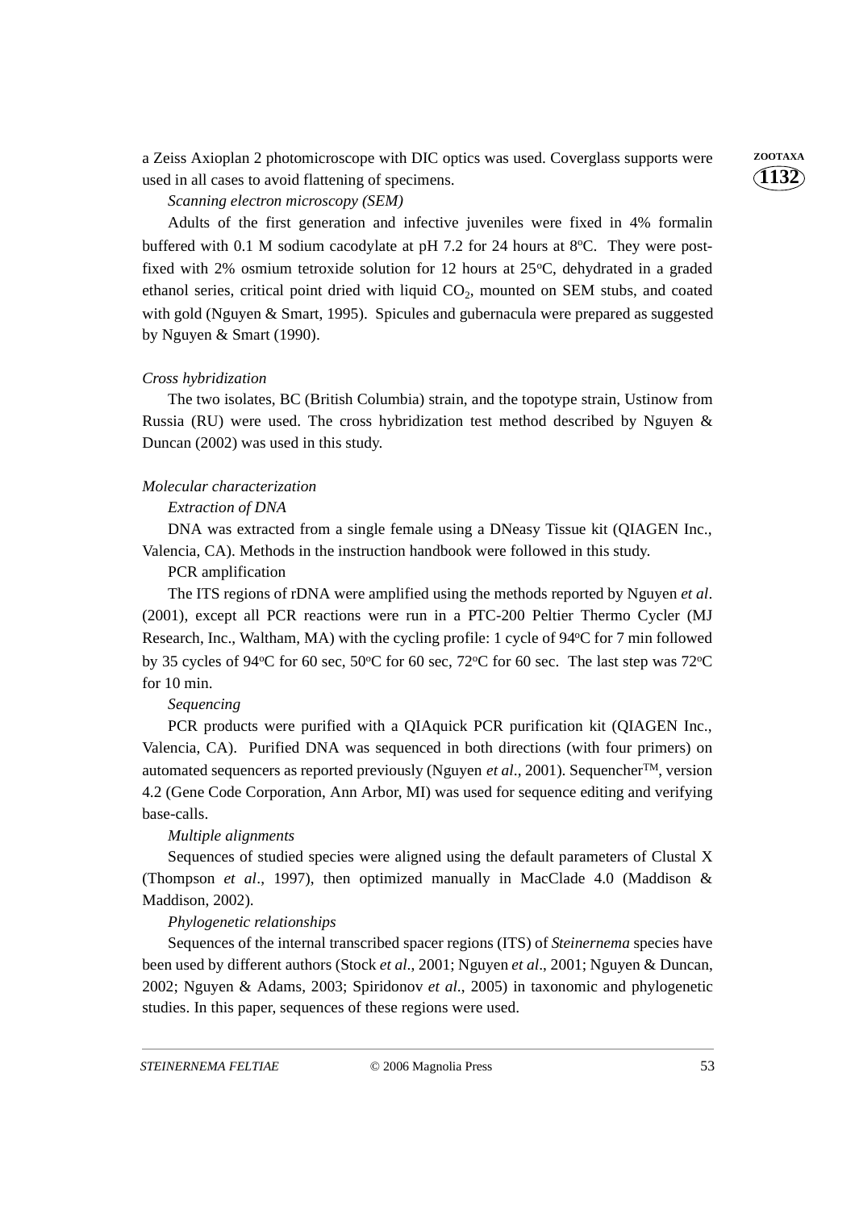a Zeiss Axioplan 2 photomicroscope with DIC optics was used. Coverglass supports were used in all cases to avoid flattening of specimens.

*Scanning electron microscopy (SEM)*

Adults of the first generation and infective juveniles were fixed in 4% formalin buffered with 0.1 M sodium cacodylate at pH 7.2 for 24 hours at 8ºC. They were post-fixed with 2% osmium tetroxide solution for 12 hours at 25ºC, dehydrated in a graded ethanol series, critical point dried with liquid $CO_2$, mounted on SEM stubs, and coated with gold (Nguyen & Smart, 1995). Spicules and gubernacula were prepared as suggested by Nguyen & Smart (1990).

*Cross hybridization*

The two isolates, BC (British Columbia) strain, and the topotype strain, Ustinow from Russia (RU) were used. The cross hybridization test method described by Nguyen & Duncan (2002) was used in this study.

*Molecular characterization*

*Extraction of DNA*

DNA was extracted from a single female using a DNeasy Tissue kit (QIAGEN Inc., Valencia, CA). Methods in the instruction handbook were followed in this study.

PCR amplification

The ITS regions of rDNA were amplified using the methods reported by Nguyen *et al*. (2001), except all PCR reactions were run in a PTC-200 Peltier Thermo Cycler (MJ Research, Inc., Waltham, MA) with the cycling profile: 1 cycle of 94ºC for 7 min followed by 35 cycles of 94ºC for 60 sec, 50ºC for 60 sec, 72ºC for 60 sec. The last step was 72ºC for 10 min.

*Sequencing*

PCR products were purified with a QIAquick PCR purification kit (QIAGEN Inc., Valencia, CA). Purified DNA was sequenced in both directions (with four primers) on automated sequencers as reported previously (Nguyen *et al*., 2001). Sequencher™, version 4.2 (Gene Code Corporation, Ann Arbor, MI) was used for sequence editing and verifying base-calls.

*Multiple alignments*

Sequences of studied species were aligned using the default parameters of Clustal X (Thompson *et al*., 1997), then optimized manually in MacClade 4.0 (Maddison & Maddison, 2002).

*Phylogenetic relationships*

Sequences of the internal transcribed spacer regions (ITS) of *Steinernema* species have been used by different authors (Stock *et al*., 2001; Nguyen *et al*., 2001; Nguyen & Duncan, 2002; Nguyen & Adams, 2003; Spiridonov *et al*., 2005) in taxonomic and phylogenetic studies. In this paper, sequences of these regions were used.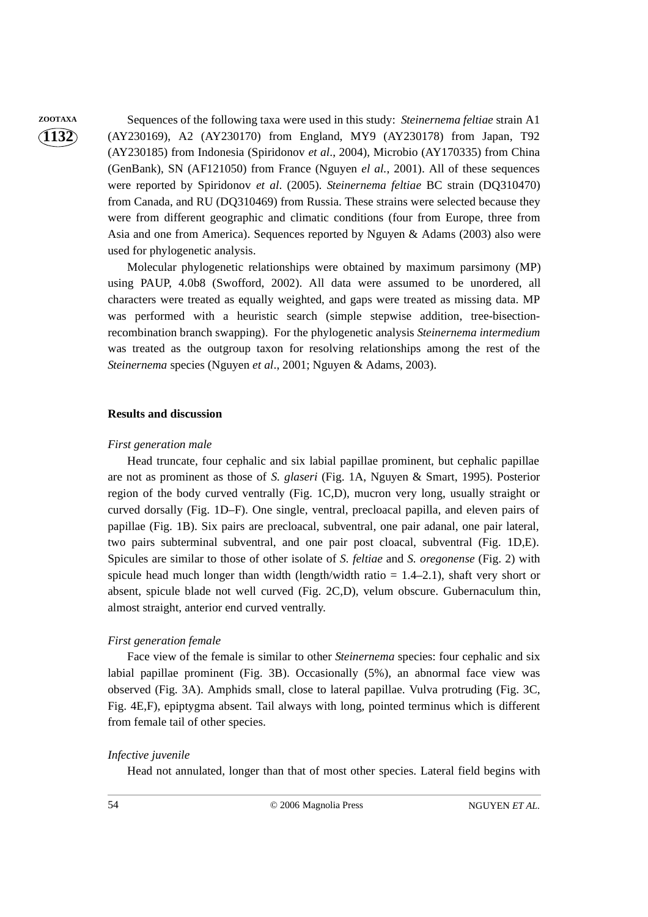Sequences of the following taxa were used in this study: *Steinernema feltiae* strain A1 (AY230169), A2 (AY230170) from England, MY9 (AY230178) from Japan, T92 (AY230185) from Indonesia (Spiridonov *et al*., 2004), Microbio (AY170335) from China (GenBank), SN (AF121050) from France (Nguyen *el al.*, 2001). All of these sequences were reported by Spiridonov *et al*. (2005). *Steinernema feltiae* BC strain (DQ310470) from Canada, and RU (DQ310469) from Russia. These strains were selected because they were from different geographic and climatic conditions (four from Europe, three from Asia and one from America). Sequences reported by Nguyen & Adams (2003) also were used for phylogenetic analysis.

Molecular phylogenetic relationships were obtained by maximum parsimony (MP) using PAUP, 4.0b8 (Swofford, 2002). All data were assumed to be unordered, all characters were treated as equally weighted, and gaps were treated as missing data. MP was performed with a heuristic search (simple stepwise addition, tree-bisection-recombination branch swapping). For the phylogenetic analysis *Steinernema intermedium* was treated as the outgroup taxon for resolving relationships among the rest of the *Steinernema* species (Nguyen *et al*., 2001; Nguyen & Adams, 2003).

## Results and discussion

*First generation male*

Head truncate, four cephalic and six labial papillae prominent, but cephalic papillae are not as prominent as those of *S. glaseri* (Fig. 1A, Nguyen & Smart, 1995). Posterior region of the body curved ventrally (Fig. 1C,D), mucron very long, usually straight or curved dorsally (Fig. 1D–F). One single, ventral, precloacal papilla, and eleven pairs of papillae (Fig. 1B). Six pairs are precloacal, subventral, one pair adanal, one pair lateral, two pairs subterminal subventral, and one pair post cloacal, subventral (Fig. 1D,E). Spicules are similar to those of other isolate of *S. feltiae* and *S. oregonense* (Fig. 2) with spicule head much longer than width (length/width ratio = 1.4–2.1), shaft very short or absent, spicule blade not well curved (Fig. 2C,D), velum obscure. Gubernaculum thin, almost straight, anterior end curved ventrally.

*First generation female*

Face view of the female is similar to other *Steinernema* species: four cephalic and six labial papillae prominent (Fig. 3B). Occasionally (5%), an abnormal face view was observed (Fig. 3A). Amphids small, close to lateral papillae. Vulva protruding (Fig. 3C, Fig. 4E,F), epiptygma absent. Tail always with long, pointed terminus which is different from female tail of other species.

*Infective juvenile*

Head not annulated, longer than that of most other species. Lateral field begins with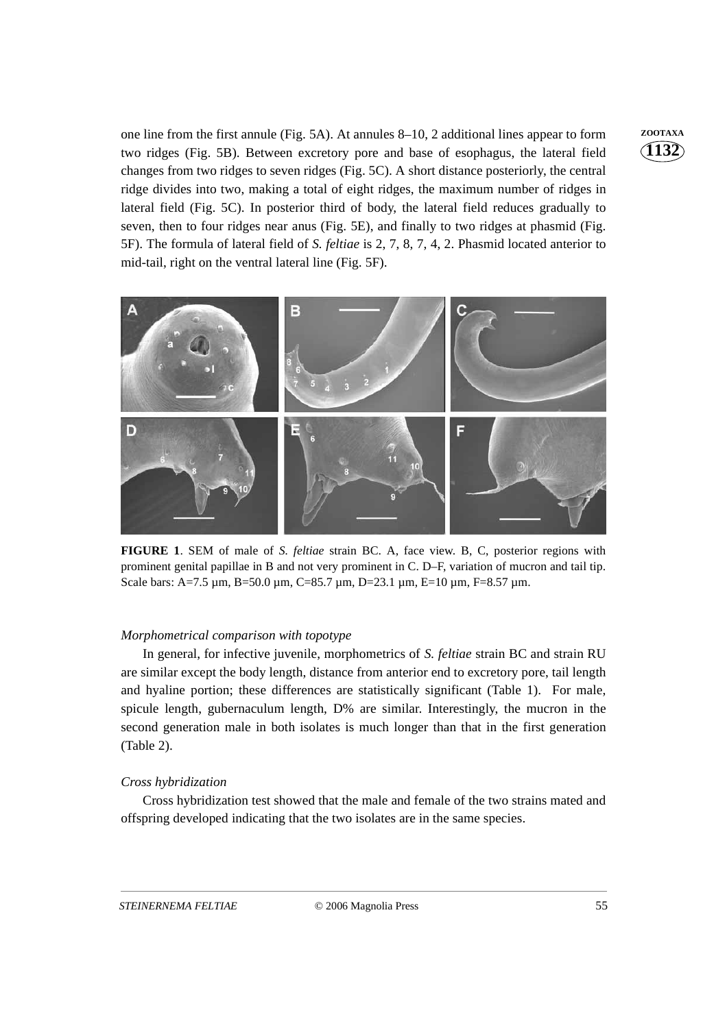one line from the first annule (Fig. 5A). At annules 8–10, 2 additional lines appear to form two ridges (Fig. 5B). Between excretory pore and base of esophagus, the lateral field changes from two ridges to seven ridges (Fig. 5C). A short distance posteriorly, the central ridge divides into two, making a total of eight ridges, the maximum number of ridges in lateral field (Fig. 5C). In posterior third of body, the lateral field reduces gradually to seven, then to four ridges near anus (Fig. 5E), and finally to two ridges at phasmid (Fig. 5F). The formula of lateral field of *S. feltiae* is 2, 7, 8, 7, 4, 2. Phasmid located anterior to mid-tail, right on the ventral lateral line (Fig. 5F).

**FIGURE 1**. SEM of male of *S. feltiae* strain BC. A, face view. B, C, posterior regions with prominent genital papillae in B and not very prominent in C. D–F, variation of mucron and tail tip. Scale bars: A=7.5 µm, B=50.0 µm, C=85.7 µm, D=23.1 µm, E=10 µm, F=8.57 µm.

### *Morphometrical comparison with topotype*

In general, for infective juvenile, morphometrics of *S. feltiae* strain BC and strain RU are similar except the body length, distance from anterior end to excretory pore, tail length and hyaline portion; these differences are statistically significant (Table 1). For male, spicule length, gubernaculum length, D% are similar. Interestingly, the mucron in the second generation male in both isolates is much longer than that in the first generation (Table 2).

### *Cross hybridization*

Cross hybridization test showed that the male and female of the two strains mated and offspring developed indicating that the two isolates are in the same species.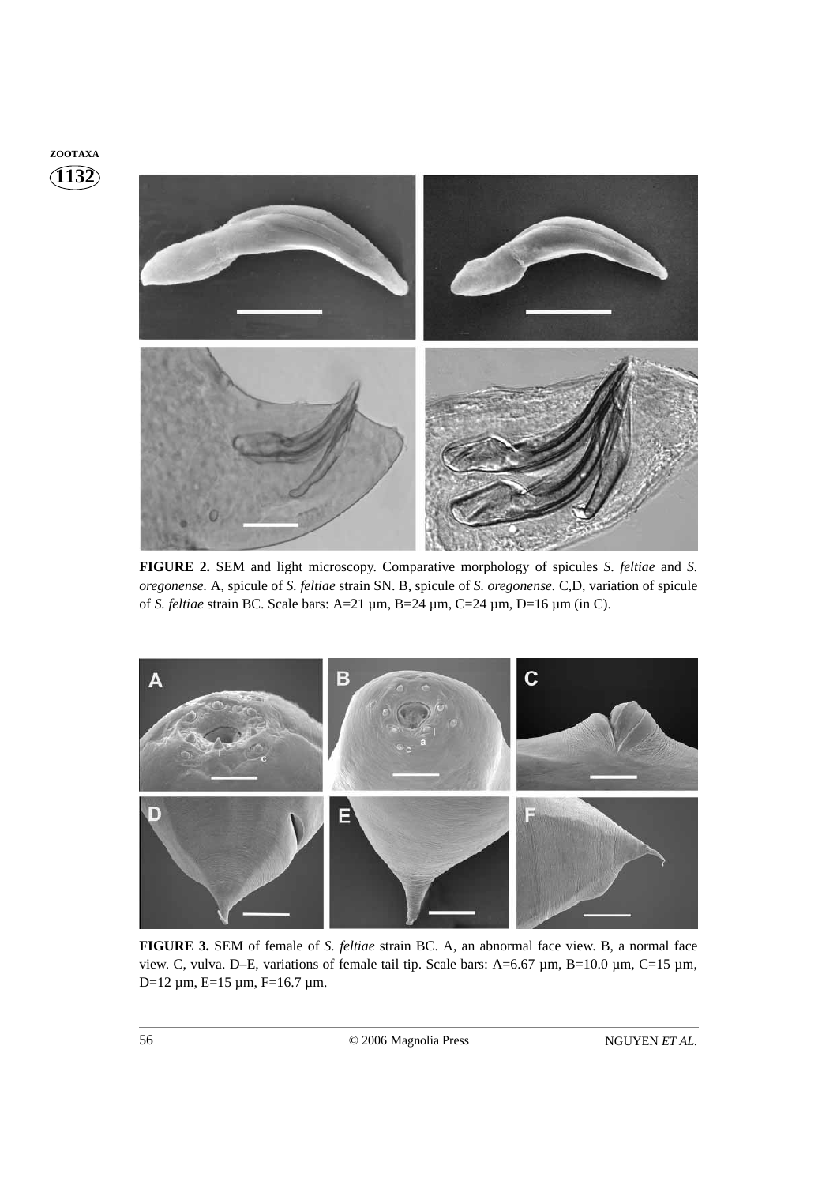**FIGURE 2.** SEM and light microscopy. Comparative morphology of spicules *S. feltiae* and *S. oregonense*. A, spicule of *S. feltiae* strain SN. B, spicule of *S. oregonense*. C,D, variation of spicule of *S. feltiae* strain BC. Scale bars: A=21 µm, B=24 µm, C=24 µm, D=16 µm (in C).

**FIGURE 3.** SEM of female of *S. feltiae* strain BC. A, an abnormal face view. B, a normal face view. C, vulva. D–E, variations of female tail tip. Scale bars: A=6.67 µm, B=10.0 µm, C=15 µm, D=12 µm, E=15 µm, F=16.7 µm.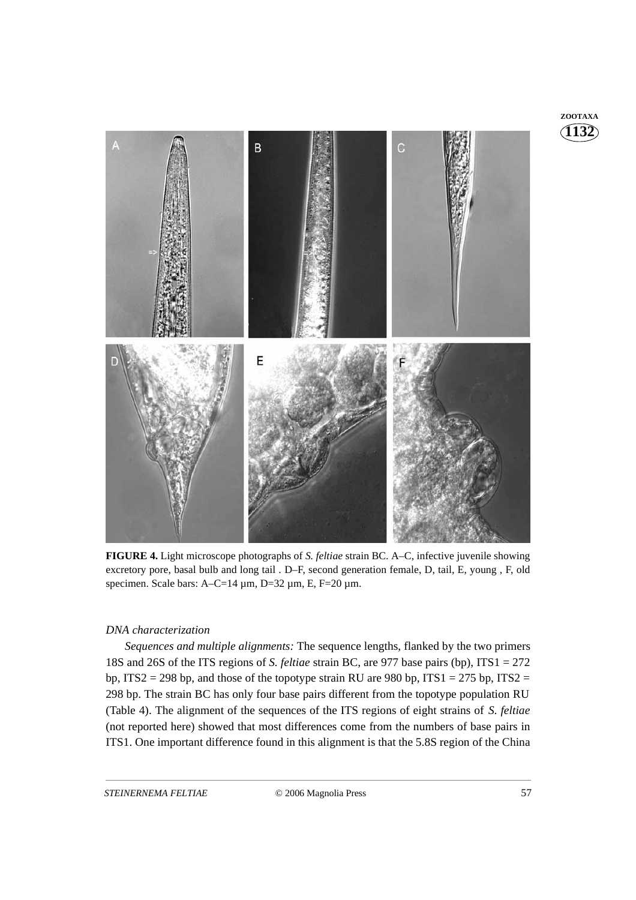**FIGURE 4.** Light microscope photographs of *S. feltiae* strain BC. A–C, infective juvenile showing excretory pore, basal bulb and long tail . D–F, second generation female, D, tail, E, young , F, old specimen. Scale bars: A–C=14 µm, D=32 µm, E, F=20 µm.

### *DNA characterization*

*Sequences and multiple alignments:* The sequence lengths, flanked by the two primers 18S and 26S of the ITS regions of *S. feltiae* strain BC, are 977 base pairs (bp), ITS1 = 272 bp, ITS2 = 298 bp, and those of the topotype strain RU are 980 bp, ITS1 = 275 bp, ITS2 = 298 bp. The strain BC has only four base pairs different from the topotype population RU (Table 4). The alignment of the sequences of the ITS regions of eight strains of *S. feltiae* (not reported here) showed that most differences come from the numbers of base pairs in ITS1. One important difference found in this alignment is that the 5.8S region of the China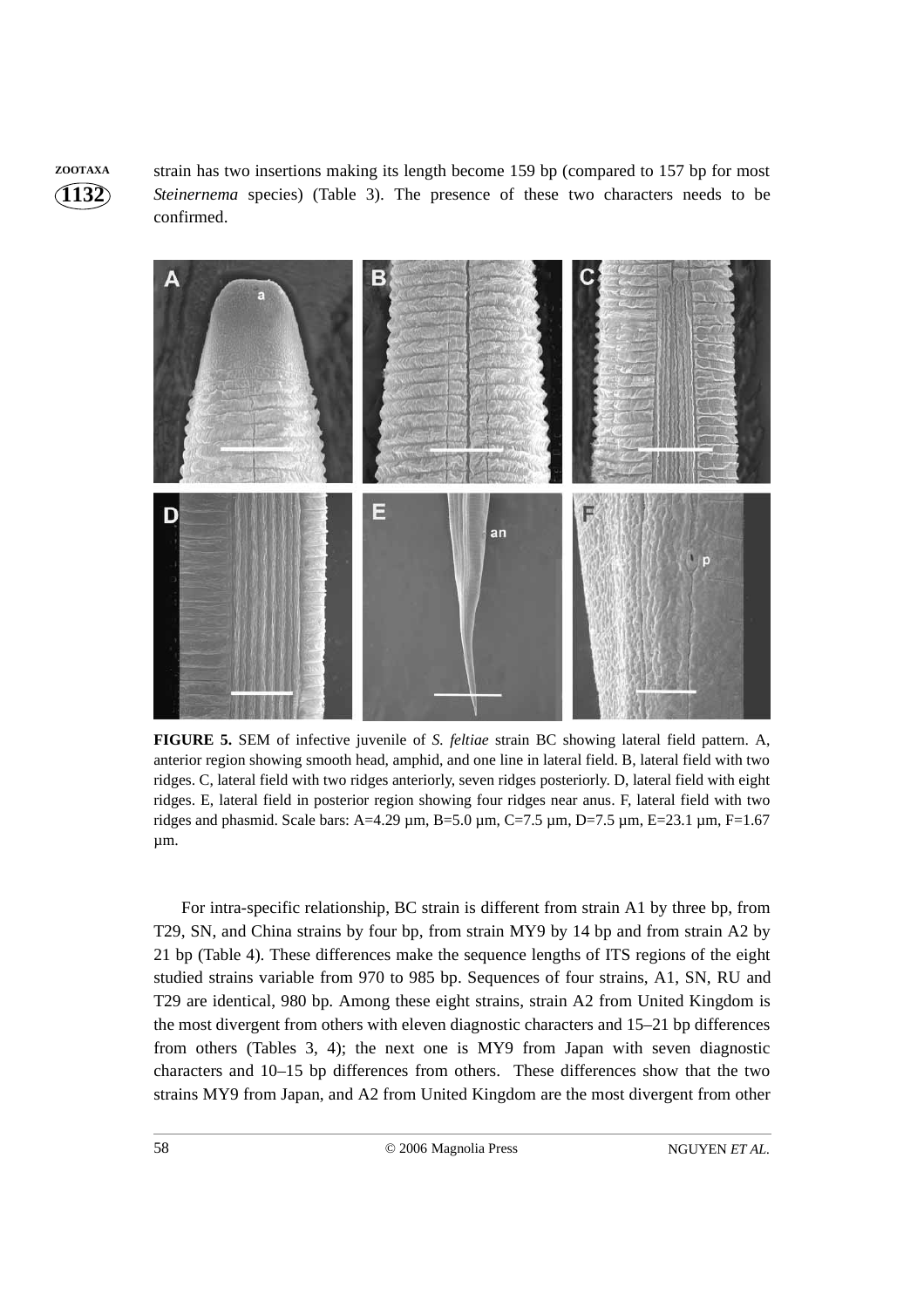strain has two insertions making its length become 159 bp (compared to 157 bp for most *Steinernema* species) (Table 3). The presence of these two characters needs to be confirmed.

**FIGURE 5.** SEM of infective juvenile of *S. feltiae* strain BC showing lateral field pattern. A, anterior region showing smooth head, amphid, and one line in lateral field. B, lateral field with two ridges. C, lateral field with two ridges anteriorly, seven ridges posteriorly. D, lateral field with eight ridges. E, lateral field in posterior region showing four ridges near anus. F, lateral field with two ridges and phasmid. Scale bars: A=4.29 µm, B=5.0 µm, C=7.5 µm, D=7.5 µm, E=23.1 µm, F=1.67 µm.

For intra-specific relationship, BC strain is different from strain A1 by three bp, from T29, SN, and China strains by four bp, from strain MY9 by 14 bp and from strain A2 by 21 bp (Table 4). These differences make the sequence lengths of ITS regions of the eight studied strains variable from 970 to 985 bp. Sequences of four strains, A1, SN, RU and T29 are identical, 980 bp. Among these eight strains, strain A2 from United Kingdom is the most divergent from others with eleven diagnostic characters and 15–21 bp differences from others (Tables 3, 4); the next one is MY9 from Japan with seven diagnostic characters and 10–15 bp differences from others. These differences show that the two strains MY9 from Japan, and A2 from United Kingdom are the most divergent from other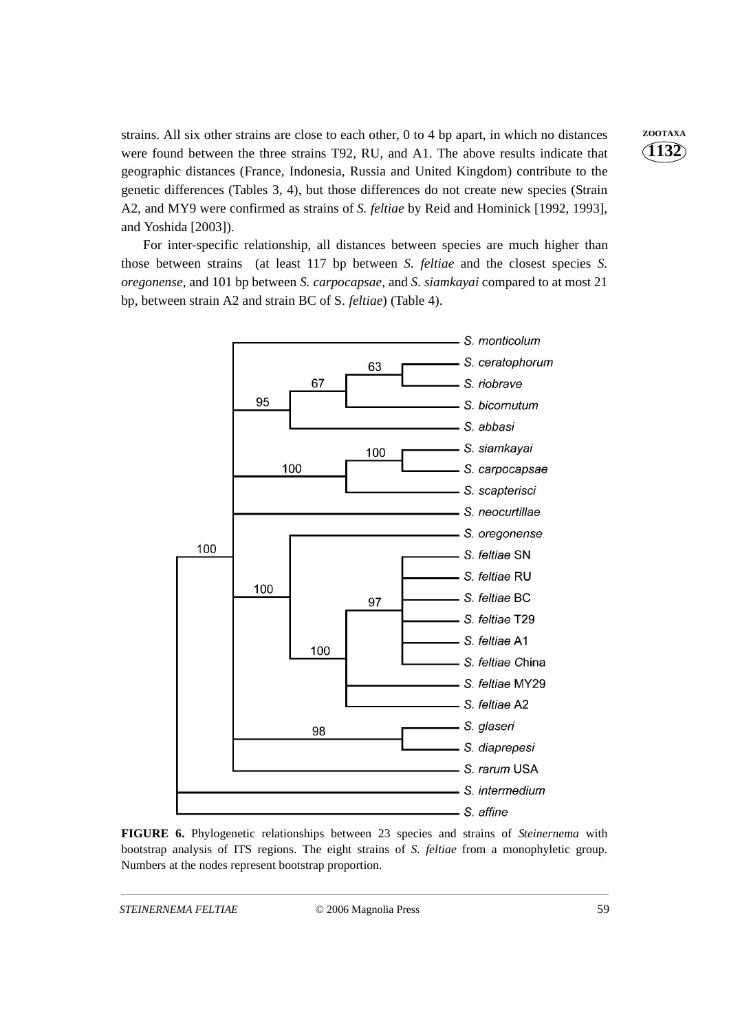strains. All six other strains are close to each other, 0 to 4 bp apart, in which no distances were found between the three strains T92, RU, and A1. The above results indicate that geographic distances (France, Indonesia, Russia and United Kingdom) contribute to the genetic differences (Tables 3, 4), but those differences do not create new species (Strain A2, and MY9 were confirmed as strains of *S. feltiae* by Reid and Hominick [1992, 1993], and Yoshida [2003]).

For inter-specific relationship, all distances between species are much higher than those between strains (at least 117 bp between *S. feltiae* and the closest species *S. oregonense*, and 101 bp between *S. carpocapsae*, and *S. siamkayai* compared to at most 21 bp, between strain A2 and strain BC of S. *feltiae*) (Table 4).

**FIGURE 6.** Phylogenetic relationships between 23 species and strains of *Steinernema* with bootstrap analysis of ITS regions. The eight strains of *S. feltiae* from a monophyletic group. Numbers at the nodes represent bootstrap proportion.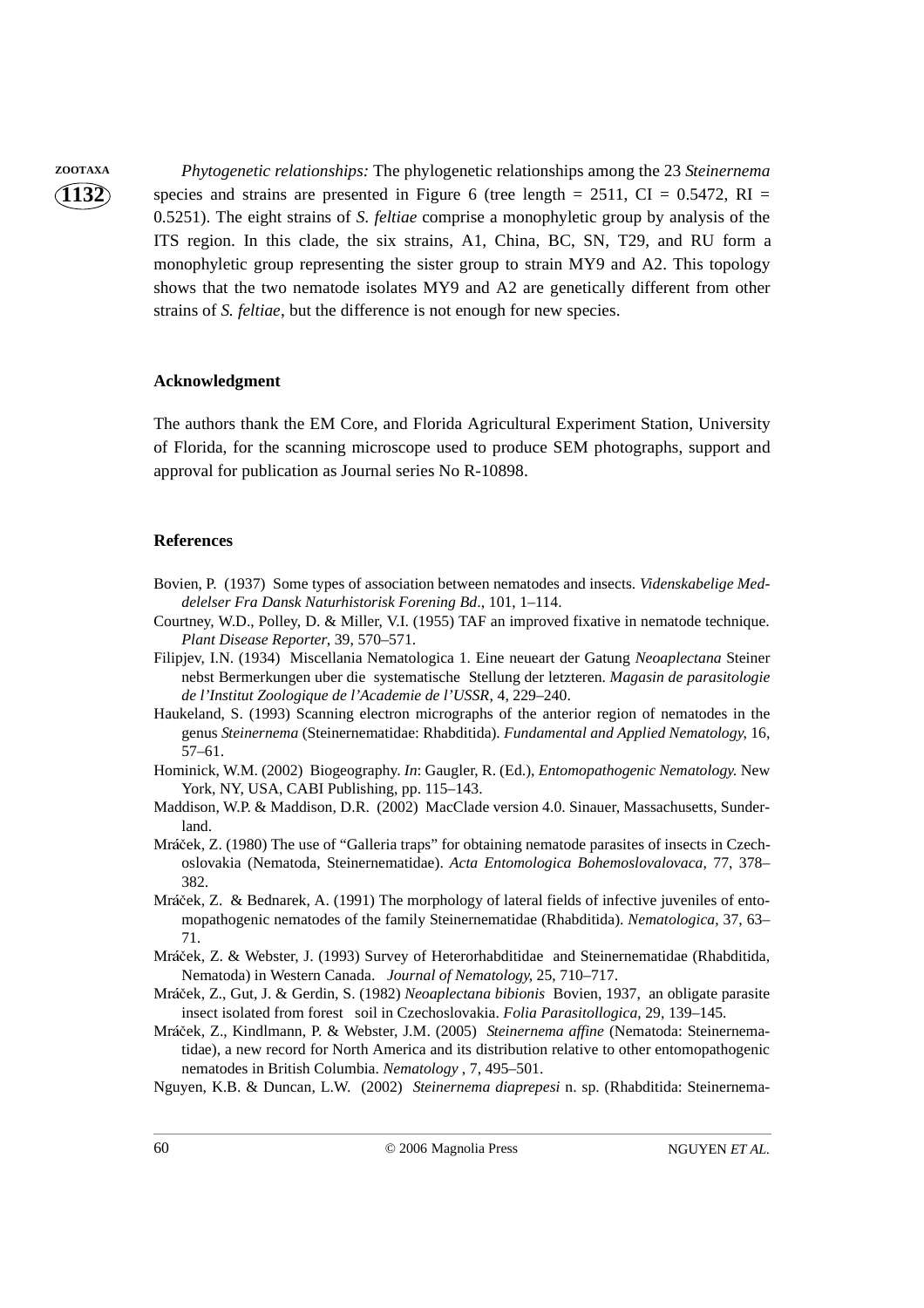*Phytogenetic relationships:* The phylogenetic relationships among the 23 *Steinernema* species and strains are presented in Figure 6 (tree length = 2511, CI = 0.5472, RI = 0.5251). The eight strains of *S. feltiae* comprise a monophyletic group by analysis of the ITS region. In this clade, the six strains, A1, China, BC, SN, T29, and RU form a monophyletic group representing the sister group to strain MY9 and A2. This topology shows that the two nematode isolates MY9 and A2 are genetically different from other strains of *S. feltiae*, but the difference is not enough for new species.

## Acknowledgment

The authors thank the EM Core, and Florida Agricultural Experiment Station, University of Florida, for the scanning microscope used to produce SEM photographs, support and approval for publication as Journal series No R-10898.

## References

Bovien, P. (1937) Some types of association between nematodes and insects. *Videnskabelige Meddelelser Fra Dansk Naturhistorisk Forening Bd*., 101, 1–114.

Courtney, W.D., Polley, D. & Miller, V.I. (1955) TAF an improved fixative in nematode technique. *Plant Disease Reporter*, 39, 570–571.

Filipjev, I.N. (1934) Miscellania Nematologica 1. Eine neueart der Gatung *Neoaplectana* Steiner nebst Bermerkungen uber die systematische Stellung der letzteren. *Magasin de parasitologie de l'Institut Zoologique de l'Academie de l'USSR*, 4, 229–240.

Haukeland, S. (1993) Scanning electron micrographs of the anterior region of nematodes in the genus *Steinernema* (Steinernematidae: Rhabditida). *Fundamental and Applied Nematology*, 16, 57–61.

Hominick, W.M. (2002) Biogeography. *In*: Gaugler, R. (Ed.), *Entomopathogenic Nematology.* New York, NY, USA, CABI Publishing, pp. 115–143.

Maddison, W.P. & Maddison, D.R. (2002) MacClade version 4.0. Sinauer, Massachusetts, Sunderland.

Mráček, Z. (1980) The use of "Galleria traps" for obtaining nematode parasites of insects in Czechoslovakia (Nematoda, Steinernematidae). *Acta Entomologica Bohemoslovalovaca*, 77, 378–382.

Mráček, Z. & Bednarek, A. (1991) The morphology of lateral fields of infective juveniles of entomopathogenic nematodes of the family Steinernematidae (Rhabditida). *Nematologica*, 37, 63–71.

Mráček, Z. & Webster, J. (1993) Survey of Heterorhabditidae and Steinernematidae (Rhabditida, Nematoda) in Western Canada. *Journal of Nematology*, 25, 710–717.

Mráček, Z., Gut, J. & Gerdin, S. (1982) *Neoaplectana bibionis* Bovien, 1937, an obligate parasite insect isolated from forest soil in Czechoslovakia. *Folia Parasitollogica*, 29, 139–145.

Mráček, Z., Kindlmann, P. & Webster, J.M. (2005) *Steinernema affine* (Nematoda: Steinernematidae), a new record for North America and its distribution relative to other entomopathogenic nematodes in British Columbia. *Nematology* , 7, 495–501.

Nguyen, K.B. & Duncan, L.W. (2002) *Steinernema diaprepesi* n. sp. (Rhabditida: Steinernema-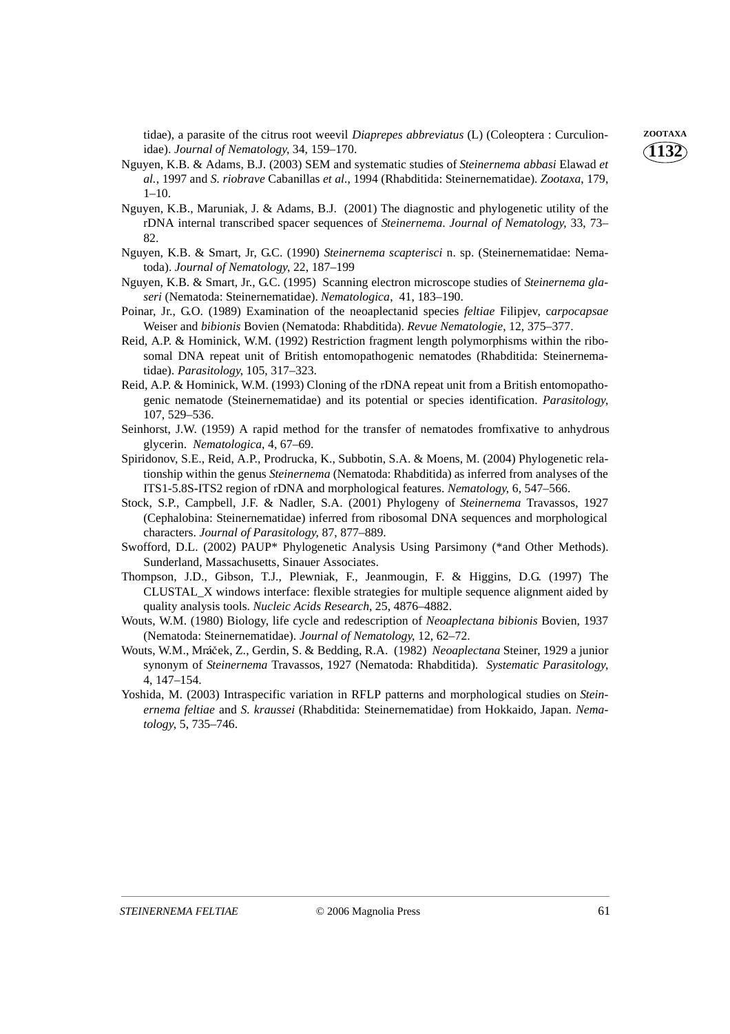tidae), a parasite of the citrus root weevil *Diaprepes abbreviatus* (L) (Coleoptera : Curculionidae). *Journal of Nematology*, 34, 159–170.

Nguyen, K.B. & Adams, B.J. (2003) SEM and systematic studies of *Steinernema abbasi* Elawad *et al.*, 1997 and *S. riobrave* Cabanillas *et al.*, 1994 (Rhabditida: Steinernematidae). *Zootaxa*, 179, 1–10.

Nguyen, K.B., Maruniak, J. & Adams, B.J. (2001) The diagnostic and phylogenetic utility of the rDNA internal transcribed spacer sequences of *Steinernema*. *Journal of Nematology*, 33, 73–82.

Nguyen, K.B. & Smart, Jr, G.C. (1990) *Steinernema scapterisci* n. sp. (Steinernematidae: Nematoda). *Journal of Nematology*, 22, 187–199

Nguyen, K.B. & Smart, Jr., G.C. (1995) Scanning electron microscope studies of *Steinernema glaseri* (Nematoda: Steinernematidae). *Nematologica*, 41, 183–190.

Poinar, Jr., G.O. (1989) Examination of the neoaplectanid species *feltiae* Filipjev, c*arpocapsae* Weiser and *bibionis* Bovien (Nematoda: Rhabditida). *Revue Nematologie*, 12, 375–377.

Reid, A.P. & Hominick, W.M. (1992) Restriction fragment length polymorphisms within the ribosomal DNA repeat unit of British entomopathogenic nematodes (Rhabditida: Steinernematidae). *Parasitology*, 105, 317–323.

Reid, A.P. & Hominick, W.M. (1993) Cloning of the rDNA repeat unit from a British entomopathogenic nematode (Steinernematidae) and its potential or species identification. *Parasitology*, 107, 529–536.

Seinhorst, J.W. (1959) A rapid method for the transfer of nematodes fromfixative to anhydrous glycerin. *Nematologica*, 4, 67–69.

Spiridonov, S.E., Reid, A.P., Prodrucka, K., Subbotin, S.A. & Moens, M. (2004) Phylogenetic relationship within the genus *Steinernema* (Nematoda: Rhabditida) as inferred from analyses of the ITS1-5.8S-ITS2 region of rDNA and morphological features. *Nematology*, 6, 547–566.

Stock, S.P., Campbell, J.F. & Nadler, S.A. (2001) Phylogeny of *Steinernema* Travassos, 1927 (Cephalobina: Steinernematidae) inferred from ribosomal DNA sequences and morphological characters. *Journal of Parasitology*, 87, 877–889.

Swofford, D.L. (2002) PAUP* Phylogenetic Analysis Using Parsimony (*and Other Methods). Sunderland, Massachusetts, Sinauer Associates.

Thompson, J.D., Gibson, T.J., Plewniak, F., Jeanmougin, F. & Higgins, D.G. (1997) The CLUSTAL_X windows interface: flexible strategies for multiple sequence alignment aided by quality analysis tools. *Nucleic Acids Research*, 25, 4876–4882.

Wouts, W.M. (1980) Biology, life cycle and redescription of *Neoaplectana bibionis* Bovien, 1937 (Nematoda: Steinernematidae). *Journal of Nematology*, 12, 62–72.

Wouts, W.M., Mráček, Z., Gerdin, S. & Bedding, R.A. (1982) *Neoaplectana* Steiner, 1929 a junior synonym of *Steinernema* Travassos, 1927 (Nematoda: Rhabditida). *Systematic Parasitology*, 4, 147–154.

Yoshida, M. (2003) Intraspecific variation in RFLP patterns and morphological studies on *Steinernema feltiae* and *S. kraussei* (Rhabditida: Steinernematidae) from Hokkaido, Japan. *Nematology*, 5, 735–746.